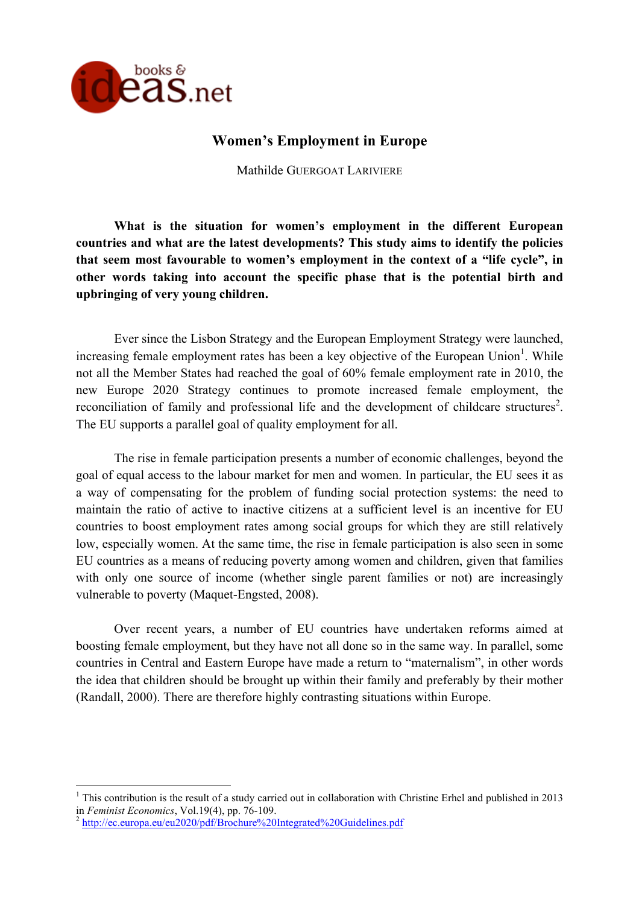# Women's Employment in Europe

Mathilde GUERGOAT LARIVIERE

**What is the situation for women's employment in the different European countries and what are the latest developments? This study aims to identify the policies that seem most favourable to women's employment in the context of a "life cycle", in other words taking into account the specific phase that is the potential birth and upbringing of very young children.**

Ever since the Lisbon Strategy and the European Employment Strategy were launched, increasing female employment rates has been a key objective of the European Union[1]. While not all the Member States had reached the goal of 60% female employment rate in 2010, the new Europe 2020 Strategy continues to promote increased female employment, the reconciliation of family and professional life and the development of childcare structures[2]. The EU supports a parallel goal of quality employment for all.

The rise in female participation presents a number of economic challenges, beyond the goal of equal access to the labour market for men and women. In particular, the EU sees it as a way of compensating for the problem of funding social protection systems: the need to maintain the ratio of active to inactive citizens at a sufficient level is an incentive for EU countries to boost employment rates among social groups for which they are still relatively low, especially women. At the same time, the rise in female participation is also seen in some EU countries as a means of reducing poverty among women and children, given that families with only one source of income (whether single parent families or not) are increasingly vulnerable to poverty (Maquet-Engsted, 2008).

Over recent years, a number of EU countries have undertaken reforms aimed at boosting female employment, but they have not all done so in the same way. In parallel, some countries in Central and Eastern Europe have made a return to "maternalism", in other words the idea that children should be brought up within their family and preferably by their mother (Randall, 2000). There are therefore highly contrasting situations within Europe.

---

[1] This contribution is the result of a study carried out in collaboration with Christine Erhel and published in 2013 in *Feminist Economics*, Vol.19(4), pp. 76-109.

[2] http://ec.europa.eu/eu2020/pdf/Brochure%20Integrated%20Guidelines.pdf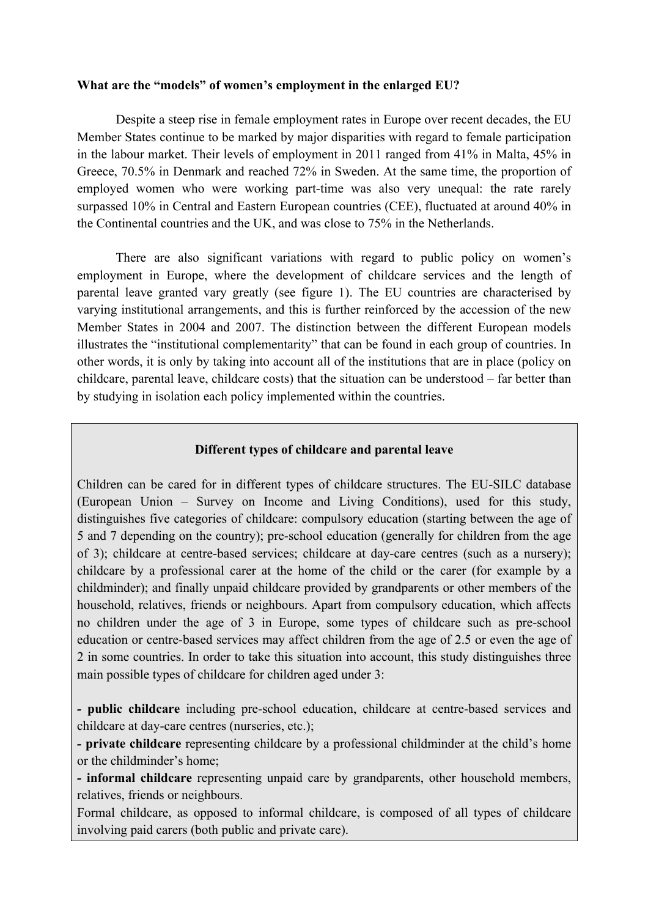**What are the "models" of women's employment in the enlarged EU?**

Despite a steep rise in female employment rates in Europe over recent decades, the EU Member States continue to be marked by major disparities with regard to female participation in the labour market. Their levels of employment in 2011 ranged from 41% in Malta, 45% in Greece, 70.5% in Denmark and reached 72% in Sweden. At the same time, the proportion of employed women who were working part-time was also very unequal: the rate rarely surpassed 10% in Central and Eastern European countries (CEE), fluctuated at around 40% in the Continental countries and the UK, and was close to 75% in the Netherlands.

There are also significant variations with regard to public policy on women's employment in Europe, where the development of childcare services and the length of parental leave granted vary greatly (see figure 1). The EU countries are characterised by varying institutional arrangements, and this is further reinforced by the accession of the new Member States in 2004 and 2007. The distinction between the different European models illustrates the "institutional complementarity" that can be found in each group of countries. In other words, it is only by taking into account all of the institutions that are in place (policy on childcare, parental leave, childcare costs) that the situation can be understood – far better than by studying in isolation each policy implemented within the countries.

**Different types of childcare and parental leave**

Children can be cared for in different types of childcare structures. The EU-SILC database (European Union – Survey on Income and Living Conditions), used for this study, distinguishes five categories of childcare: compulsory education (starting between the age of 5 and 7 depending on the country); pre-school education (generally for children from the age of 3); childcare at centre-based services; childcare at day-care centres (such as a nursery); childcare by a professional carer at the home of the child or the carer (for example by a childminder); and finally unpaid childcare provided by grandparents or other members of the household, relatives, friends or neighbours. Apart from compulsory education, which affects no children under the age of 3 in Europe, some types of childcare such as pre-school education or centre-based services may affect children from the age of 2.5 or even the age of 2 in some countries. In order to take this situation into account, this study distinguishes three main possible types of childcare for children aged under 3:

- **public childcare** including pre-school education, childcare at centre-based services and childcare at day-care centres (nurseries, etc.);
- **private childcare** representing childcare by a professional childminder at the child's home or the childminder's home;
- **informal childcare** representing unpaid care by grandparents, other household members, relatives, friends or neighbours.

Formal childcare, as opposed to informal childcare, is composed of all types of childcare involving paid carers (both public and private care).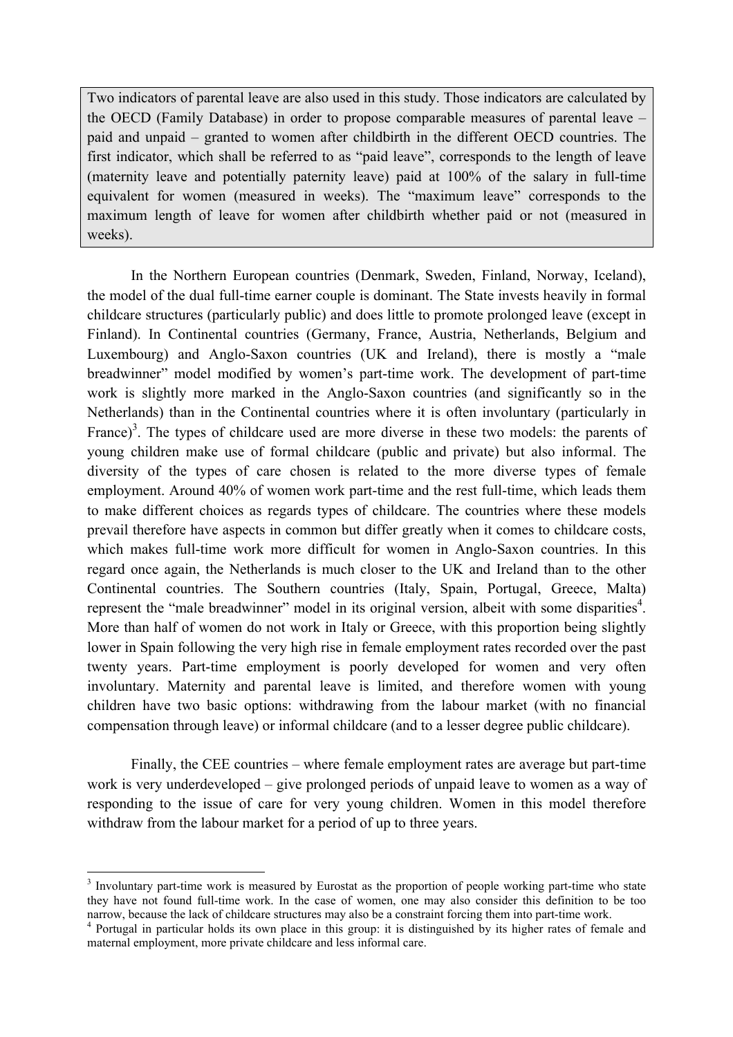Two indicators of parental leave are also used in this study. Those indicators are calculated by the OECD (Family Database) in order to propose comparable measures of parental leave – paid and unpaid – granted to women after childbirth in the different OECD countries. The first indicator, which shall be referred to as "paid leave", corresponds to the length of leave (maternity leave and potentially paternity leave) paid at 100% of the salary in full-time equivalent for women (measured in weeks). The "maximum leave" corresponds to the maximum length of leave for women after childbirth whether paid or not (measured in weeks).

In the Northern European countries (Denmark, Sweden, Finland, Norway, Iceland), the model of the dual full-time earner couple is dominant. The State invests heavily in formal childcare structures (particularly public) and does little to promote prolonged leave (except in Finland). In Continental countries (Germany, France, Austria, Netherlands, Belgium and Luxembourg) and Anglo-Saxon countries (UK and Ireland), there is mostly a "male breadwinner" model modified by women's part-time work. The development of part-time work is slightly more marked in the Anglo-Saxon countries (and significantly so in the Netherlands) than in the Continental countries where it is often involuntary (particularly in France)[3]. The types of childcare used are more diverse in these two models: the parents of young children make use of formal childcare (public and private) but also informal. The diversity of the types of care chosen is related to the more diverse types of female employment. Around 40% of women work part-time and the rest full-time, which leads them to make different choices as regards types of childcare. The countries where these models prevail therefore have aspects in common but differ greatly when it comes to childcare costs, which makes full-time work more difficult for women in Anglo-Saxon countries. In this regard once again, the Netherlands is much closer to the UK and Ireland than to the other Continental countries. The Southern countries (Italy, Spain, Portugal, Greece, Malta) represent the "male breadwinner" model in its original version, albeit with some disparities[4]. More than half of women do not work in Italy or Greece, with this proportion being slightly lower in Spain following the very high rise in female employment rates recorded over the past twenty years. Part-time employment is poorly developed for women and very often involuntary. Maternity and parental leave is limited, and therefore women with young children have two basic options: withdrawing from the labour market (with no financial compensation through leave) or informal childcare (and to a lesser degree public childcare).

Finally, the CEE countries – where female employment rates are average but part-time work is very underdeveloped – give prolonged periods of unpaid leave to women as a way of responding to the issue of care for very young children. Women in this model therefore withdraw from the labour market for a period of up to three years.

---

[3] Involuntary part-time work is measured by Eurostat as the proportion of people working part-time who state they have not found full-time work. In the case of women, one may also consider this definition to be too narrow, because the lack of childcare structures may also be a constraint forcing them into part-time work.

[4] Portugal in particular holds its own place in this group: it is distinguished by its higher rates of female and maternal employment, more private childcare and less informal care.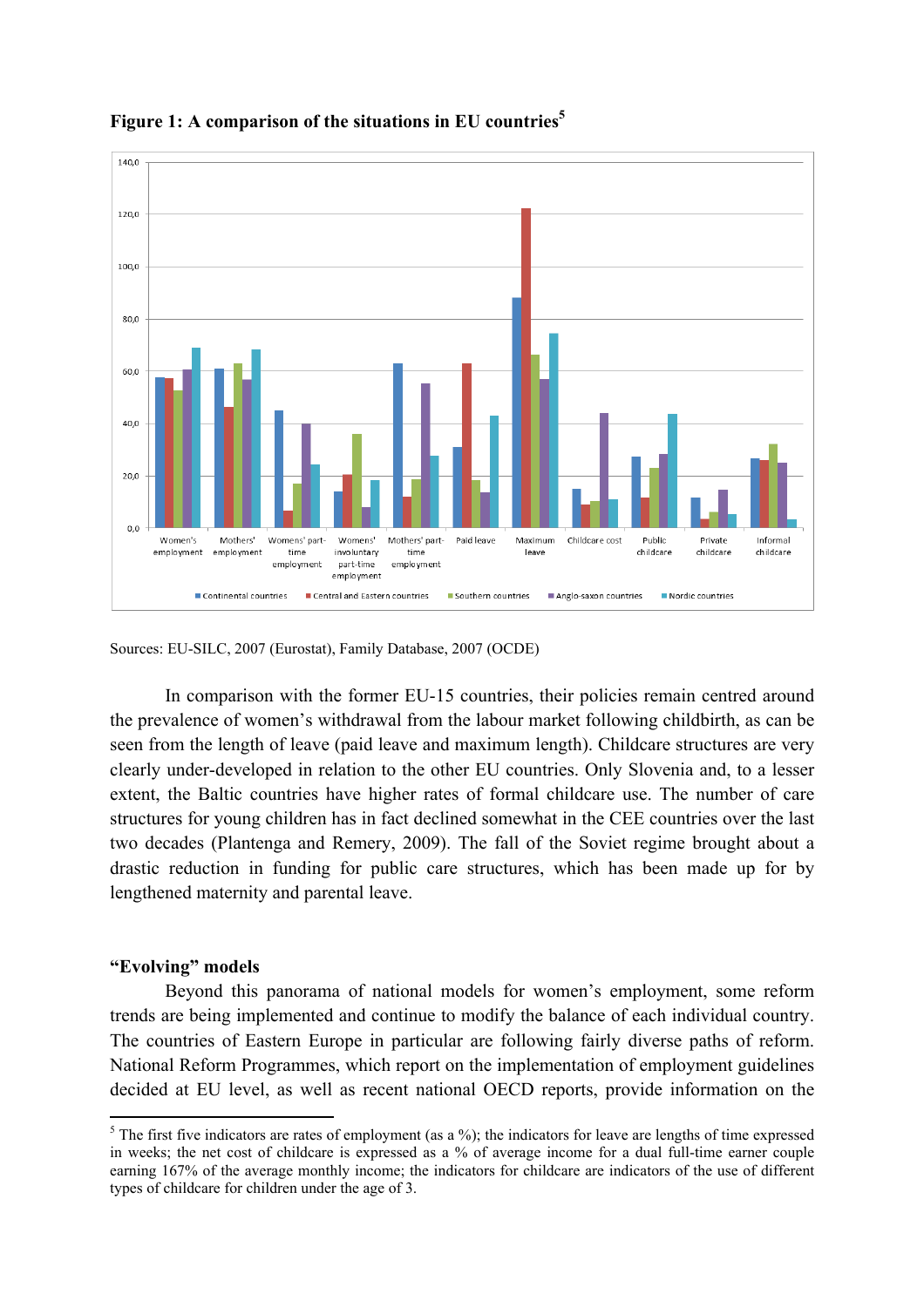**Figure 1: A comparison of the situations in EU countries**[5]

Sources: EU-SILC, 2007 (Eurostat), Family Database, 2007 (OCDE)

In comparison with the former EU-15 countries, their policies remain centred around the prevalence of women's withdrawal from the labour market following childbirth, as can be seen from the length of leave (paid leave and maximum length). Childcare structures are very clearly under-developed in relation to the other EU countries. Only Slovenia and, to a lesser extent, the Baltic countries have higher rates of formal childcare use. The number of care structures for young children has in fact declined somewhat in the CEE countries over the last two decades (Plantenga and Remery, 2009). The fall of the Soviet regime brought about a drastic reduction in funding for public care structures, which has been made up for by lengthened maternity and parental leave.

**"Evolving" models**

Beyond this panorama of national models for women's employment, some reform trends are being implemented and continue to modify the balance of each individual country. The countries of Eastern Europe in particular are following fairly diverse paths of reform. National Reform Programmes, which report on the implementation of employment guidelines decided at EU level, as well as recent national OECD reports, provide information on the

---

[5] The first five indicators are rates of employment (as a %); the indicators for leave are lengths of time expressed in weeks; the net cost of childcare is expressed as a % of average income for a dual full-time earner couple earning 167% of the average monthly income; the indicators for childcare are indicators of the use of different types of childcare for children under the age of 3.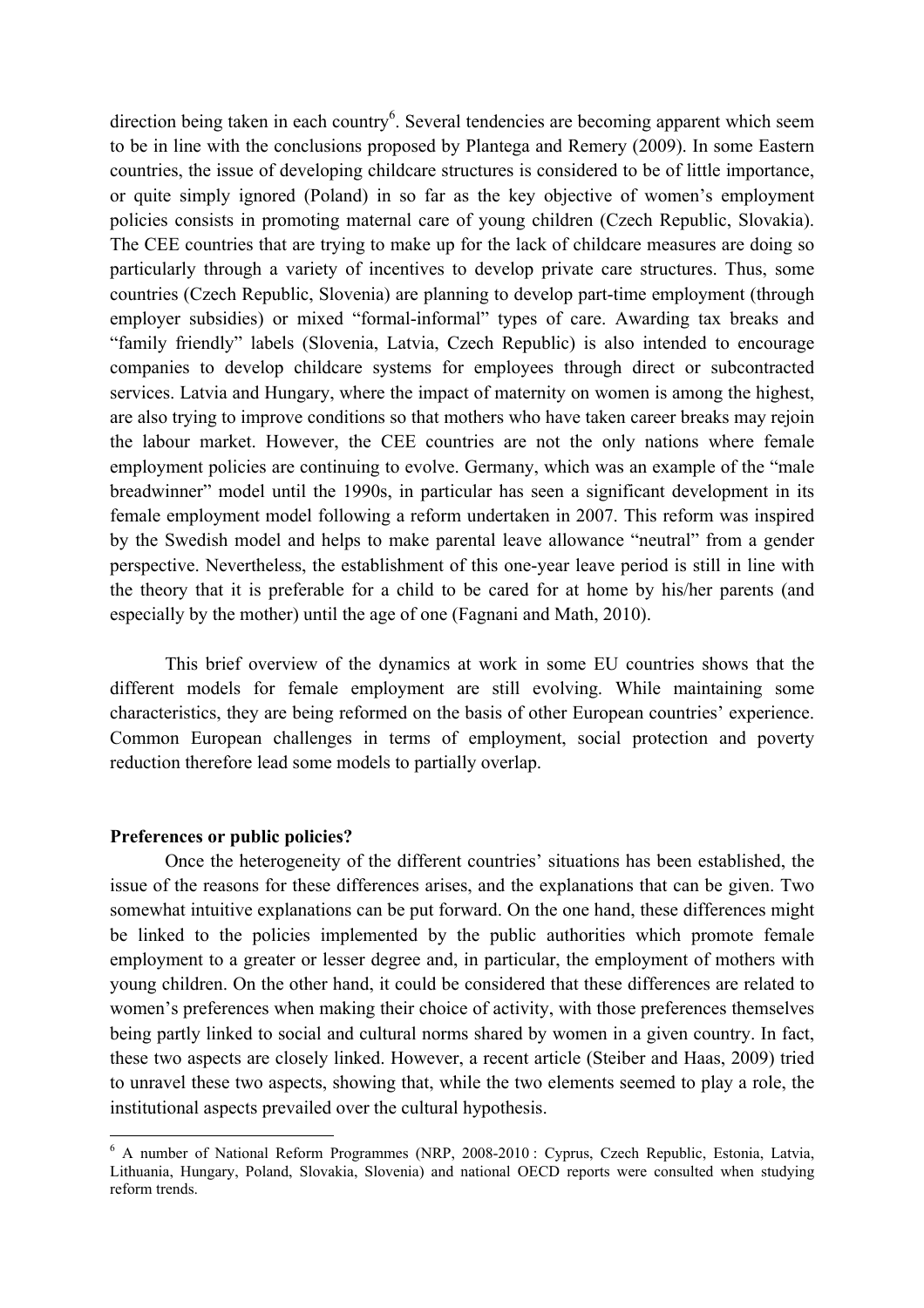direction being taken in each country[6]. Several tendencies are becoming apparent which seem to be in line with the conclusions proposed by Plantega and Remery (2009). In some Eastern countries, the issue of developing childcare structures is considered to be of little importance, or quite simply ignored (Poland) in so far as the key objective of women's employment policies consists in promoting maternal care of young children (Czech Republic, Slovakia). The CEE countries that are trying to make up for the lack of childcare measures are doing so particularly through a variety of incentives to develop private care structures. Thus, some countries (Czech Republic, Slovenia) are planning to develop part-time employment (through employer subsidies) or mixed "formal-informal" types of care. Awarding tax breaks and "family friendly" labels (Slovenia, Latvia, Czech Republic) is also intended to encourage companies to develop childcare systems for employees through direct or subcontracted services. Latvia and Hungary, where the impact of maternity on women is among the highest, are also trying to improve conditions so that mothers who have taken career breaks may rejoin the labour market. However, the CEE countries are not the only nations where female employment policies are continuing to evolve. Germany, which was an example of the "male breadwinner" model until the 1990s, in particular has seen a significant development in its female employment model following a reform undertaken in 2007. This reform was inspired by the Swedish model and helps to make parental leave allowance "neutral" from a gender perspective. Nevertheless, the establishment of this one-year leave period is still in line with the theory that it is preferable for a child to be cared for at home by his/her parents (and especially by the mother) until the age of one (Fagnani and Math, 2010).

This brief overview of the dynamics at work in some EU countries shows that the different models for female employment are still evolving. While maintaining some characteristics, they are being reformed on the basis of other European countries' experience. Common European challenges in terms of employment, social protection and poverty reduction therefore lead some models to partially overlap.

**Preferences or public policies?**

Once the heterogeneity of the different countries' situations has been established, the issue of the reasons for these differences arises, and the explanations that can be given. Two somewhat intuitive explanations can be put forward. On the one hand, these differences might be linked to the policies implemented by the public authorities which promote female employment to a greater or lesser degree and, in particular, the employment of mothers with young children. On the other hand, it could be considered that these differences are related to women's preferences when making their choice of activity, with those preferences themselves being partly linked to social and cultural norms shared by women in a given country. In fact, these two aspects are closely linked. However, a recent article (Steiber and Haas, 2009) tried to unravel these two aspects, showing that, while the two elements seemed to play a role, the institutional aspects prevailed over the cultural hypothesis.

---

[6] A number of National Reform Programmes (NRP, 2008-2010 : Cyprus, Czech Republic, Estonia, Latvia, Lithuania, Hungary, Poland, Slovakia, Slovenia) and national OECD reports were consulted when studying reform trends.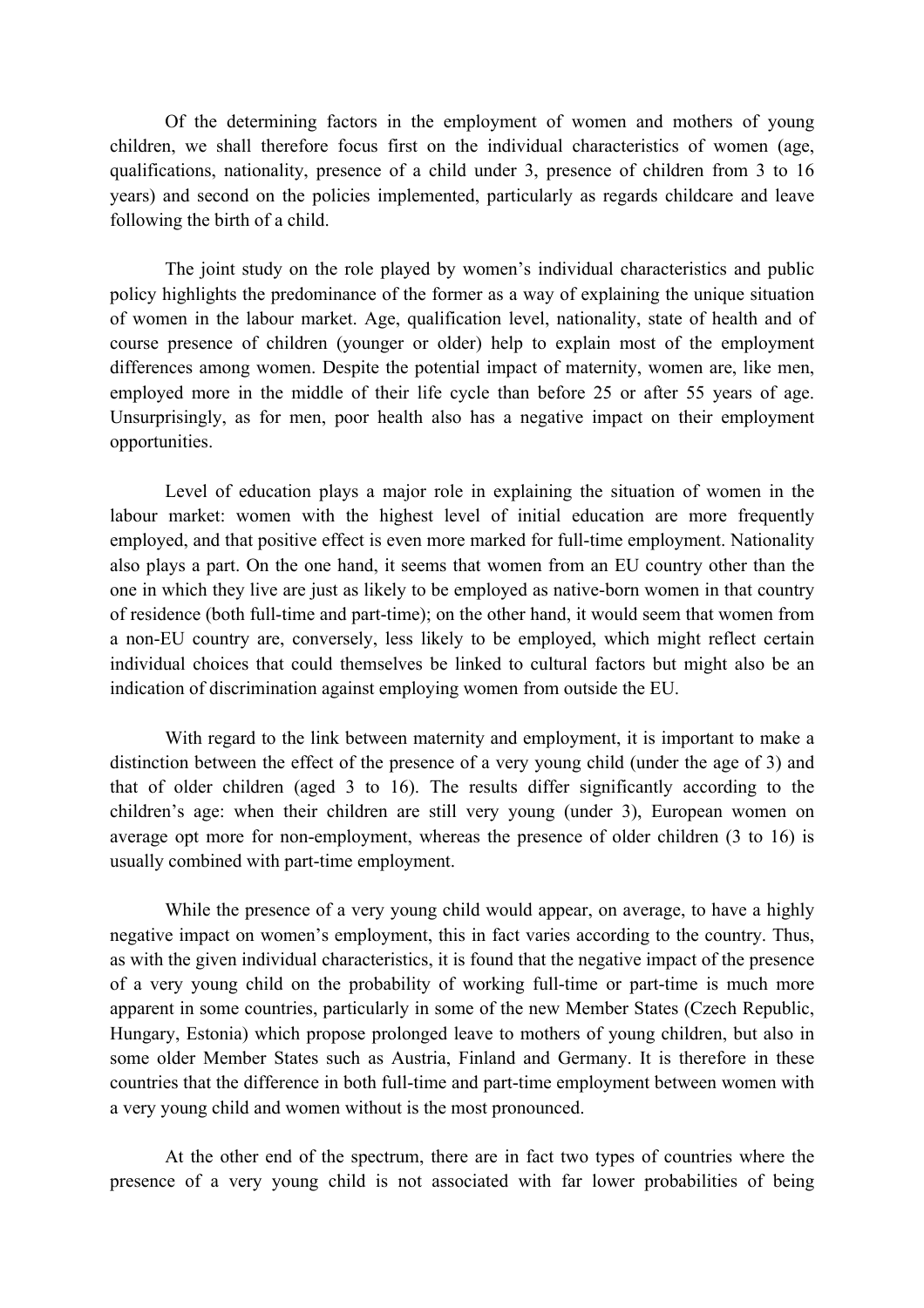Of the determining factors in the employment of women and mothers of young children, we shall therefore focus first on the individual characteristics of women (age, qualifications, nationality, presence of a child under 3, presence of children from 3 to 16 years) and second on the policies implemented, particularly as regards childcare and leave following the birth of a child.

The joint study on the role played by women's individual characteristics and public policy highlights the predominance of the former as a way of explaining the unique situation of women in the labour market. Age, qualification level, nationality, state of health and of course presence of children (younger or older) help to explain most of the employment differences among women. Despite the potential impact of maternity, women are, like men, employed more in the middle of their life cycle than before 25 or after 55 years of age. Unsurprisingly, as for men, poor health also has a negative impact on their employment opportunities.

Level of education plays a major role in explaining the situation of women in the labour market: women with the highest level of initial education are more frequently employed, and that positive effect is even more marked for full-time employment. Nationality also plays a part. On the one hand, it seems that women from an EU country other than the one in which they live are just as likely to be employed as native-born women in that country of residence (both full-time and part-time); on the other hand, it would seem that women from a non-EU country are, conversely, less likely to be employed, which might reflect certain individual choices that could themselves be linked to cultural factors but might also be an indication of discrimination against employing women from outside the EU.

With regard to the link between maternity and employment, it is important to make a distinction between the effect of the presence of a very young child (under the age of 3) and that of older children (aged 3 to 16). The results differ significantly according to the children's age: when their children are still very young (under 3), European women on average opt more for non-employment, whereas the presence of older children (3 to 16) is usually combined with part-time employment.

While the presence of a very young child would appear, on average, to have a highly negative impact on women's employment, this in fact varies according to the country. Thus, as with the given individual characteristics, it is found that the negative impact of the presence of a very young child on the probability of working full-time or part-time is much more apparent in some countries, particularly in some of the new Member States (Czech Republic, Hungary, Estonia) which propose prolonged leave to mothers of young children, but also in some older Member States such as Austria, Finland and Germany. It is therefore in these countries that the difference in both full-time and part-time employment between women with a very young child and women without is the most pronounced.

At the other end of the spectrum, there are in fact two types of countries where the presence of a very young child is not associated with far lower probabilities of being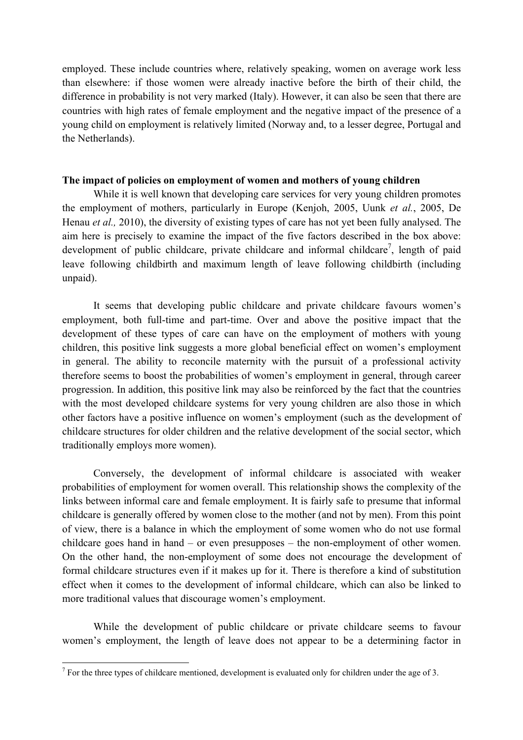employed. These include countries where, relatively speaking, women on average work less than elsewhere: if those women were already inactive before the birth of their child, the difference in probability is not very marked (Italy). However, it can also be seen that there are countries with high rates of female employment and the negative impact of the presence of a young child on employment is relatively limited (Norway and, to a lesser degree, Portugal and the Netherlands).

**The impact of policies on employment of women and mothers of young children**

While it is well known that developing care services for very young children promotes the employment of mothers, particularly in Europe (Kenjoh, 2005, Uunk *et al.*, 2005, De Henau *et al.,* 2010), the diversity of existing types of care has not yet been fully analysed. The aim here is precisely to examine the impact of the five factors described in the box above: development of public childcare, private childcare and informal childcare[7], length of paid leave following childbirth and maximum length of leave following childbirth (including unpaid).

It seems that developing public childcare and private childcare favours women's employment, both full-time and part-time. Over and above the positive impact that the development of these types of care can have on the employment of mothers with young children, this positive link suggests a more global beneficial effect on women's employment in general. The ability to reconcile maternity with the pursuit of a professional activity therefore seems to boost the probabilities of women's employment in general, through career progression. In addition, this positive link may also be reinforced by the fact that the countries with the most developed childcare systems for very young children are also those in which other factors have a positive influence on women's employment (such as the development of childcare structures for older children and the relative development of the social sector, which traditionally employs more women).

Conversely, the development of informal childcare is associated with weaker probabilities of employment for women overall. This relationship shows the complexity of the links between informal care and female employment. It is fairly safe to presume that informal childcare is generally offered by women close to the mother (and not by men). From this point of view, there is a balance in which the employment of some women who do not use formal childcare goes hand in hand – or even presupposes – the non-employment of other women. On the other hand, the non-employment of some does not encourage the development of formal childcare structures even if it makes up for it. There is therefore a kind of substitution effect when it comes to the development of informal childcare, which can also be linked to more traditional values that discourage women's employment.

While the development of public childcare or private childcare seems to favour women's employment, the length of leave does not appear to be a determining factor in

[7] For the three types of childcare mentioned, development is evaluated only for children under the age of 3.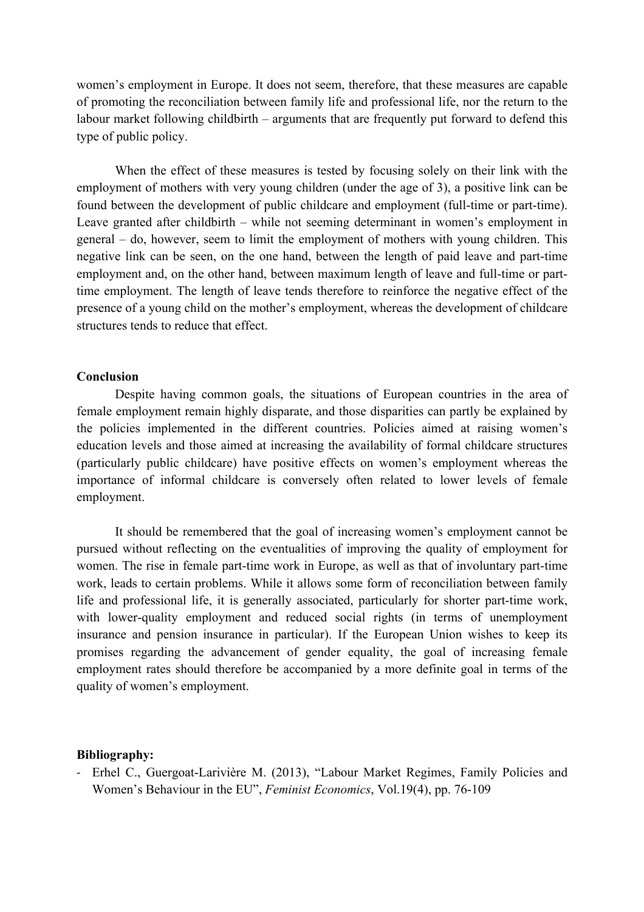women's employment in Europe. It does not seem, therefore, that these measures are capable of promoting the reconciliation between family life and professional life, nor the return to the labour market following childbirth – arguments that are frequently put forward to defend this type of public policy.

When the effect of these measures is tested by focusing solely on their link with the employment of mothers with very young children (under the age of 3), a positive link can be found between the development of public childcare and employment (full-time or part-time). Leave granted after childbirth – while not seeming determinant in women's employment in general – do, however, seem to limit the employment of mothers with young children. This negative link can be seen, on the one hand, between the length of paid leave and part-time employment and, on the other hand, between maximum length of leave and full-time or part-time employment. The length of leave tends therefore to reinforce the negative effect of the presence of a young child on the mother's employment, whereas the development of childcare structures tends to reduce that effect.

**Conclusion**

Despite having common goals, the situations of European countries in the area of female employment remain highly disparate, and those disparities can partly be explained by the policies implemented in the different countries. Policies aimed at raising women's education levels and those aimed at increasing the availability of formal childcare structures (particularly public childcare) have positive effects on women's employment whereas the importance of informal childcare is conversely often related to lower levels of female employment.

It should be remembered that the goal of increasing women's employment cannot be pursued without reflecting on the eventualities of improving the quality of employment for women. The rise in female part-time work in Europe, as well as that of involuntary part-time work, leads to certain problems. While it allows some form of reconciliation between family life and professional life, it is generally associated, particularly for shorter part-time work, with lower-quality employment and reduced social rights (in terms of unemployment insurance and pension insurance in particular). If the European Union wishes to keep its promises regarding the advancement of gender equality, the goal of increasing female employment rates should therefore be accompanied by a more definite goal in terms of the quality of women's employment.

**Bibliography:**

- Erhel C., Guergoat-Larivière M. (2013), "Labour Market Regimes, Family Policies and Women's Behaviour in the EU", *Feminist Economics*, Vol.19(4), pp. 76-109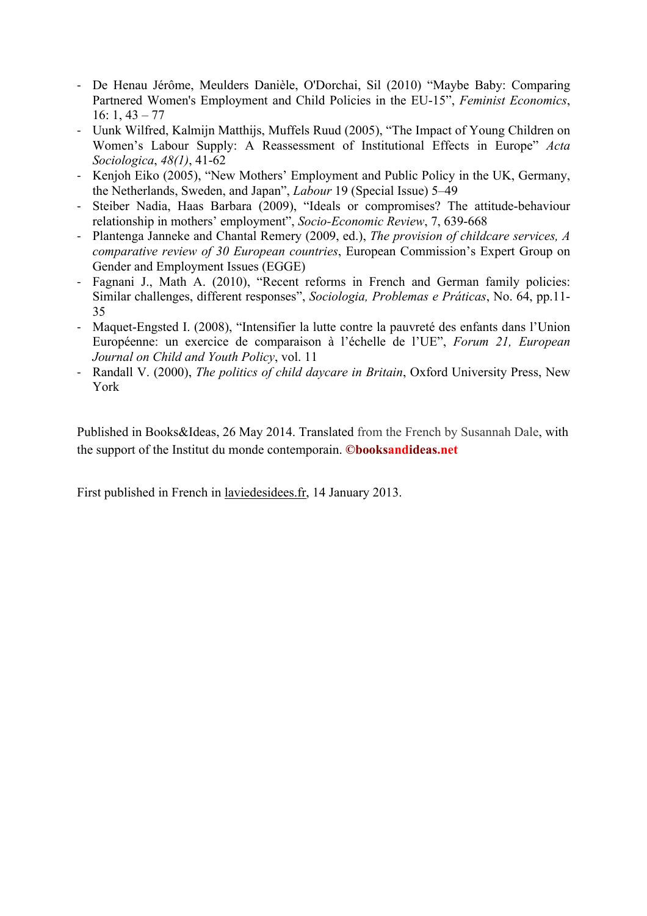- De Henau Jérôme, Meulders Danièle, O'Dorchai, Sil (2010) "Maybe Baby: Comparing Partnered Women's Employment and Child Policies in the EU-15", *Feminist Economics*, 16: 1, 43 – 77
- Uunk Wilfred, Kalmijn Matthijs, Muffels Ruud (2005), "The Impact of Young Children on Women's Labour Supply: A Reassessment of Institutional Effects in Europe" *Acta Sociologica*, *48(1)*, 41-62
- Kenjoh Eiko (2005), "New Mothers' Employment and Public Policy in the UK, Germany, the Netherlands, Sweden, and Japan", *Labour* 19 (Special Issue) 5–49
- Steiber Nadia, Haas Barbara (2009), "Ideals or compromises? The attitude-behaviour relationship in mothers' employment", *Socio-Economic Review*, 7, 639-668
- Plantenga Janneke and Chantal Remery (2009, ed.), *The provision of childcare services, A comparative review of 30 European countries*, European Commission's Expert Group on Gender and Employment Issues (EGGE)
- Fagnani J., Math A. (2010), "Recent reforms in French and German family policies: Similar challenges, different responses", *Sociologia, Problemas e Práticas*, No. 64, pp.11-35
- Maquet-Engsted I. (2008), "Intensifier la lutte contre la pauvreté des enfants dans l'Union Européenne: un exercice de comparaison à l'échelle de l'UE", *Forum 21, European Journal on Child and Youth Policy*, vol. 11
- Randall V. (2000), *The politics of child daycare in Britain*, Oxford University Press, New York

Published in Books&Ideas, 26 May 2014. Translated from the French by Susannah Dale, with the support of the Institut du monde contemporain. **©booksandideas.net**

First published in French in laviedesidees.fr, 14 January 2013.